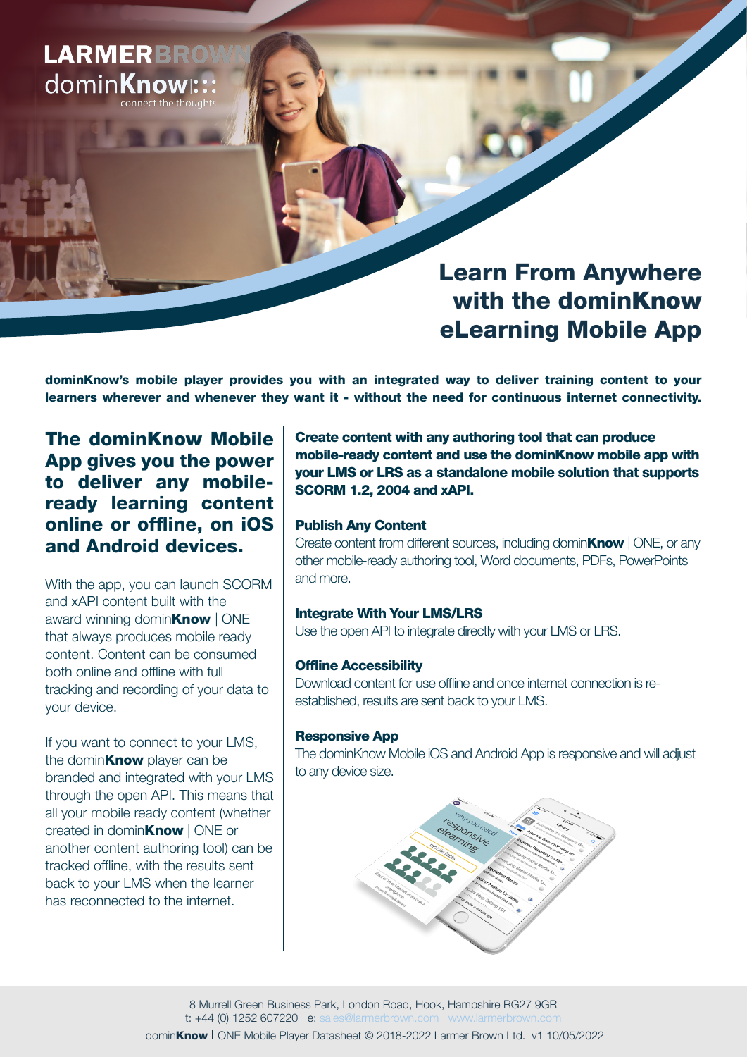LARMERBROWN

dominKnow

connect the thoughts

# Learn From Anywhere with the dominKnow eLearning Mobile App

**dominKnow's mobile player provides you with an integrated way to deliver training content to your learners wherever and whenever they want it - without the need for continuous internet connectivity.**

## The dominKnow Mobile App gives you the power to deliver any mobile-ready learning content online or offline, on iOS and Android devices.

With the app, you can launch SCORM and xAPI content built with the award winning domin**Know** | ONE that always produces mobile ready content. Content can be consumed both online and offline with full tracking and recording of your data to your device.

If you want to connect to your LMS, the domin**Know** player can be branded and integrated with your LMS through the open API. This means that all your mobile ready content (whether created in domin**Know** | ONE or another content authoring tool) can be tracked offline, with the results sent back to your LMS when the learner has reconnected to the internet.

**Create content with any authoring tool that can produce mobile-ready content and use the dominKnow mobile app with your LMS or LRS as a standalone mobile solution that supports SCORM 1.2, 2004 and xAPI.**

### Publish Any Content

Create content from different sources, including domin**Know** | ONE, or any other mobile-ready authoring tool, Word documents, PDFs, PowerPoints and more.

### Integrate With Your LMS/LRS

Use the open API to integrate directly with your LMS or LRS.

### Offline Accessibility

Download content for use offline and once internet connection is re-established, results are sent back to your LMS.

### Responsive App

The dominKnow Mobile iOS and Android App is responsive and will adjust to any device size.

8 Murrell Green Business Park, London Road, Hook, Hampshire RG27 9GR
t: +44 (0) 1252 607220 e: sales@larmerbrown.com www.larmerbrown.com

domin**Know** | ONE Mobile Player Datasheet © 2018-2022 Larmer Brown Ltd. v1 10/05/2022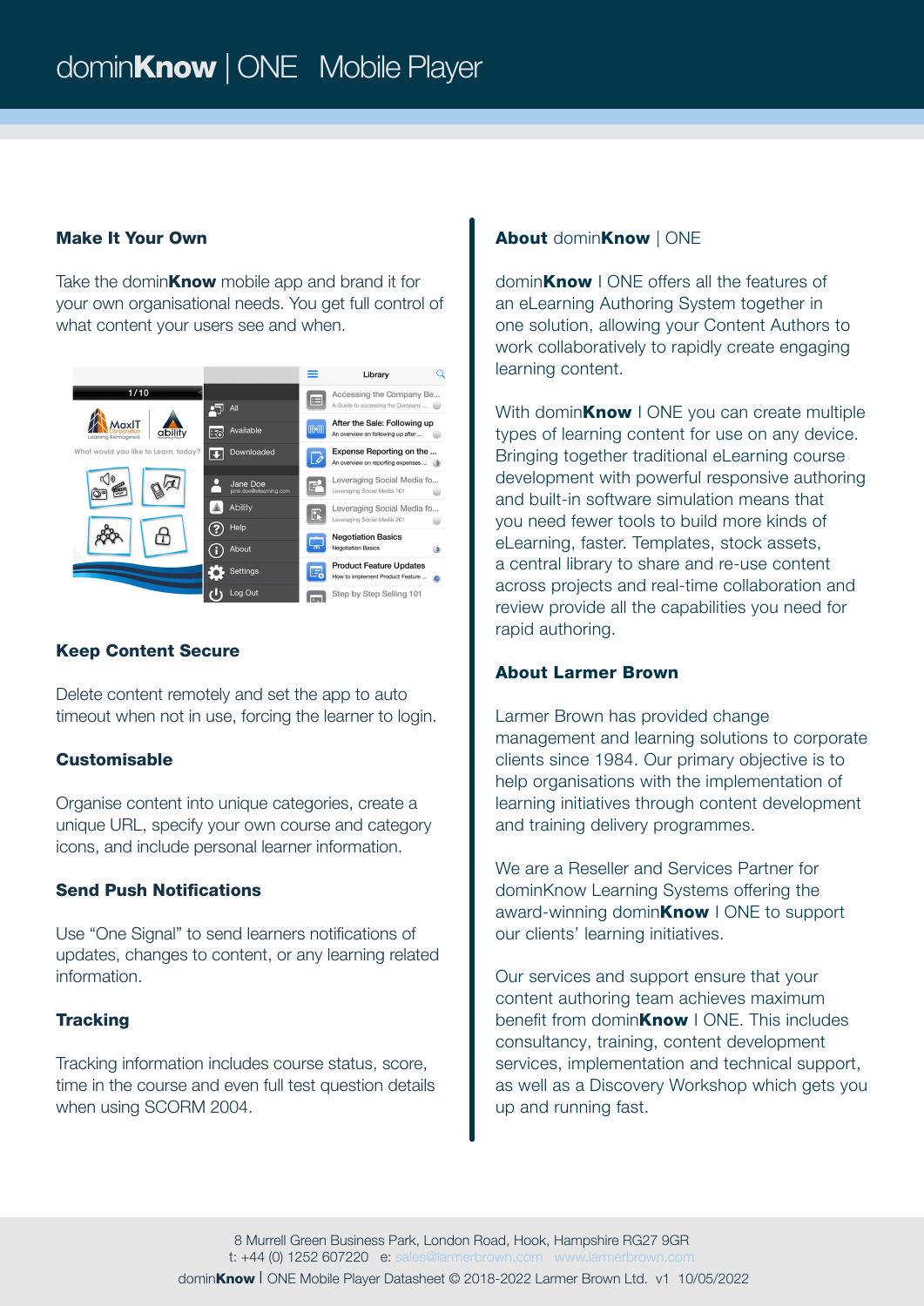# dominKnow | ONE Mobile Player

## Make It Your Own

Take the domin**Know** mobile app and brand it for your own organisational needs. You get full control of what content your users see and when.

## Keep Content Secure

Delete content remotely and set the app to auto timeout when not in use, forcing the learner to login.

## Customisable

Organise content into unique categories, create a unique URL, specify your own course and category icons, and include personal learner information.

## Send Push Notifications

Use "One Signal" to send learners notifications of updates, changes to content, or any learning related information.

## Tracking

Tracking information includes course status, score, time in the course and even full test question details when using SCORM 2004.

## About domin**Know** | ONE

domin**Know** I ONE offers all the features of an eLearning Authoring System together in one solution, allowing your Content Authors to work collaboratively to rapidly create engaging learning content.

With domin**Know** I ONE you can create multiple types of learning content for use on any device. Bringing together traditional eLearning course development with powerful responsive authoring and built-in software simulation means that you need fewer tools to build more kinds of eLearning, faster. Templates, stock assets, a central library to share and re-use content across projects and real-time collaboration and review provide all the capabilities you need for rapid authoring.

## About Larmer Brown

Larmer Brown has provided change management and learning solutions to corporate clients since 1984. Our primary objective is to help organisations with the implementation of learning initiatives through content development and training delivery programmes.

We are a Reseller and Services Partner for dominKnow Learning Systems offering the award-winning domin**Know** I ONE to support our clients' learning initiatives.

Our services and support ensure that your content authoring team achieves maximum benefit from domin**Know** I ONE. This includes consultancy, training, content development services, implementation and technical support, as well as a Discovery Workshop which gets you up and running fast.

8 Murrell Green Business Park, London Road, Hook, Hampshire RG27 9GR
t: +44 (0) 1252 607220 e: sales@larmerbrown.com www.larmerbrown.com
domin**Know** I ONE Mobile Player Datasheet © 2018-2022 Larmer Brown Ltd. v1 10/05/2022